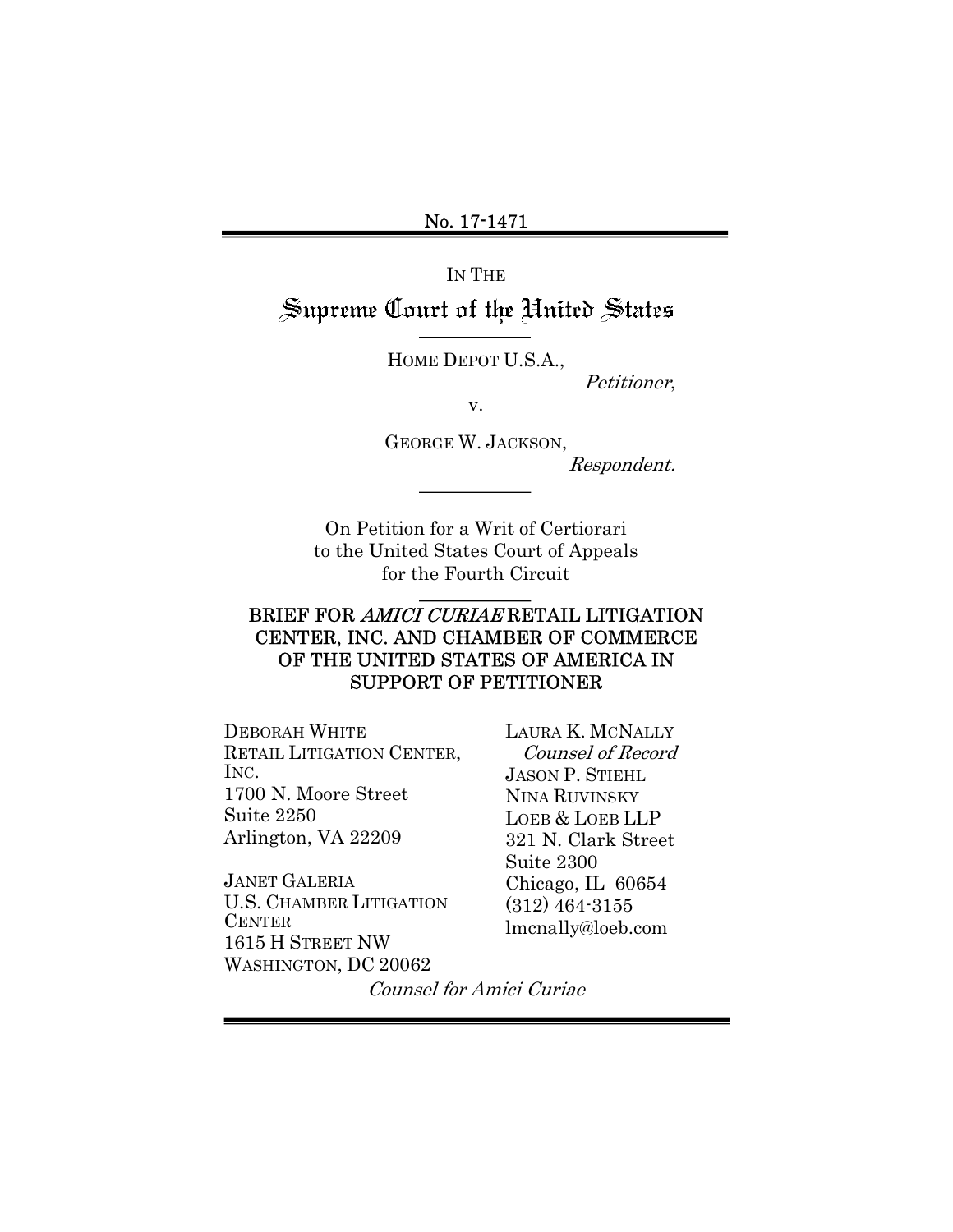No. 17-1471

IN THE

# Supreme Court of the United States

---

HOME DEPOT U.S.A.,

*Petitioner*,

v.

GEORGE W. JACKSON,

*Respondent.*

---

On Petition for a Writ of Certiorari to the United States Court of Appeals for the Fourth Circuit

---

**BRIEF FOR *AMICI CURIAE* RETAIL LITIGATION CENTER, INC. AND CHAMBER OF COMMERCE OF THE UNITED STATES OF AMERICA IN SUPPORT OF PETITIONER**

---

DEBORAH WHITE
RETAIL LITIGATION CENTER, INC.
1700 N. Moore Street
Suite 2250
Arlington, VA 22209

JANET GALERIA
U.S. CHAMBER LITIGATION CENTER
1615 H STREET NW
WASHINGTON, DC 20062

LAURA K. MCNALLY
*Counsel of Record*
JASON P. STIEHL
NINA RUVINSKY
LOEB & LOEB LLP
321 N. Clark Street
Suite 2300
Chicago, IL 60654
(312) 464-3155
lmcnally@loeb.com

*Counsel for Amici Curiae*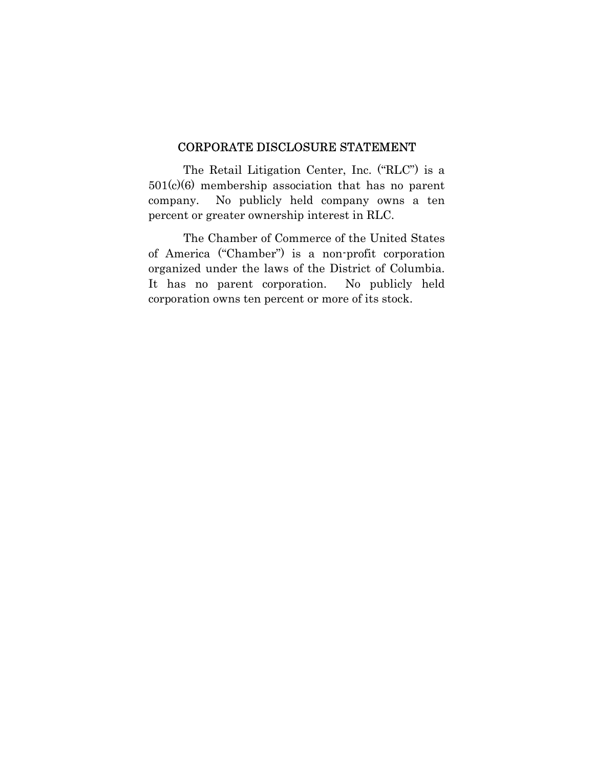## CORPORATE DISCLOSURE STATEMENT

The Retail Litigation Center, Inc. ("RLC") is a 501(c)(6) membership association that has no parent company. No publicly held company owns a ten percent or greater ownership interest in RLC.

The Chamber of Commerce of the United States of America ("Chamber") is a non-profit corporation organized under the laws of the District of Columbia. It has no parent corporation. No publicly held corporation owns ten percent or more of its stock.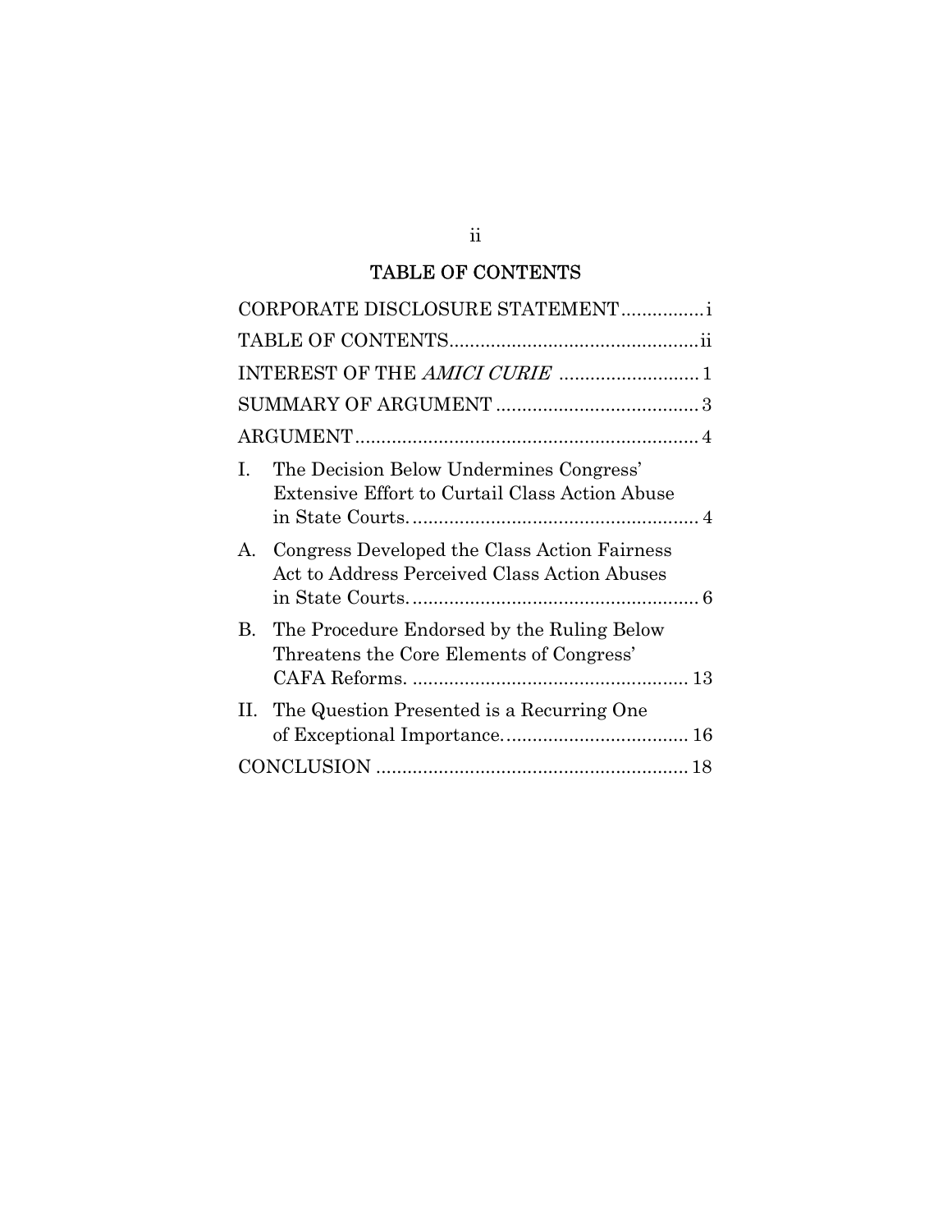## TABLE OF CONTENTS

CORPORATE DISCLOSURE STATEMENT ................ i

TABLE OF CONTENTS ................................................ ii

INTEREST OF THE *AMICI CURIE* ........................... 1

SUMMARY OF ARGUMENT ....................................... 3

ARGUMENT .................................................................. 4

I. The Decision Below Undermines Congress' Extensive Effort to Curtail Class Action Abuse in State Courts. ....................................................... 4

A. Congress Developed the Class Action Fairness Act to Address Perceived Class Action Abuses in State Courts. ....................................................... 6

B. The Procedure Endorsed by the Ruling Below Threatens the Core Elements of Congress' CAFA Reforms. ..................................................... 13

II. The Question Presented is a Recurring One of Exceptional Importance. ................................... 16

CONCLUSION ........................................................... 18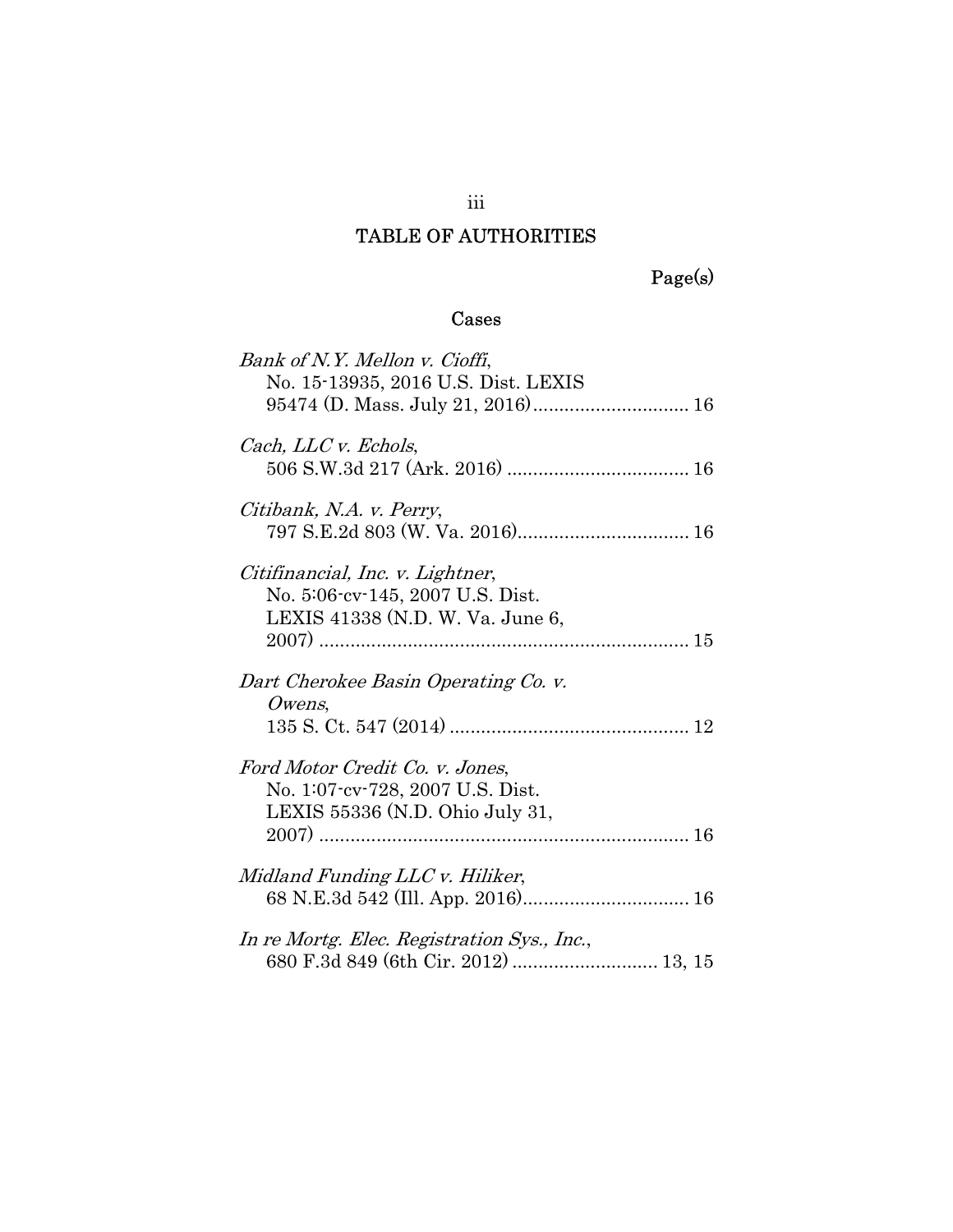# TABLE OF AUTHORITIES

Page(s)

## Cases

*Bank of N.Y. Mellon v. Cioffi*, No. 15-13935, 2016 U.S. Dist. LEXIS 95474 (D. Mass. July 21, 2016) .............................. 16

*Cach, LLC v. Echols*, 506 S.W.3d 217 (Ark. 2016) .................................. 16

*Citibank, N.A. v. Perry*, 797 S.E.2d 803 (W. Va. 2016) ................................ 16

*Citifinancial, Inc. v. Lightner*, No. 5:06-cv-145, 2007 U.S. Dist. LEXIS 41338 (N.D. W. Va. June 6, 2007) ....................................................................... 15

*Dart Cherokee Basin Operating Co. v. Owens*, 135 S. Ct. 547 (2014) ............................................. 12

*Ford Motor Credit Co. v. Jones*, No. 1:07-cv-728, 2007 U.S. Dist. LEXIS 55336 (N.D. Ohio July 31, 2007) ....................................................................... 16

*Midland Funding LLC v. Hiliker*, 68 N.E.3d 542 (Ill. App. 2016) ................................ 16

*In re Mortg. Elec. Registration Sys., Inc.*, 680 F.3d 849 (6th Cir. 2012) ........................... 13, 15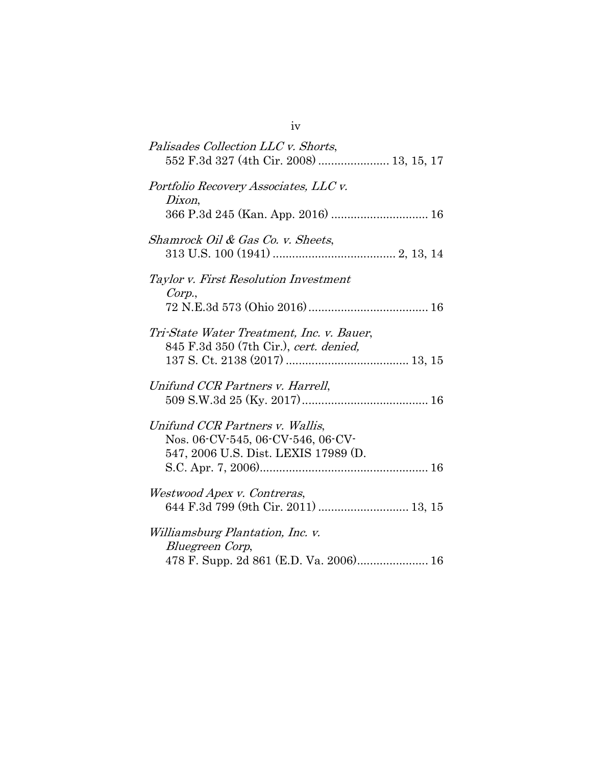*Palisades Collection LLC v. Shorts*,
552 F.3d 327 (4th Cir. 2008) ...................... 13, 15, 17

*Portfolio Recovery Associates, LLC v. Dixon*,
366 P.3d 245 (Kan. App. 2016) ............................. 16

*Shamrock Oil & Gas Co. v. Sheets*,
313 U.S. 100 (1941) ..................................... 2, 13, 14

*Taylor v. First Resolution Investment Corp.*,
72 N.E.3d 573 (Ohio 2016) .................................... 16

*Tri-State Water Treatment, Inc. v. Bauer*,
845 F.3d 350 (7th Cir.), *cert. denied,*
137 S. Ct. 2138 (2017) ..................................... 13, 15

*Unifund CCR Partners v. Harrell*,
509 S.W.3d 25 (Ky. 2017) ...................................... 16

*Unifund CCR Partners v. Wallis*,
Nos. 06-CV-545, 06-CV-546, 06-CV-547, 2006 U.S. Dist. LEXIS 17989 (D. S.C. Apr. 7, 2006) ................................................... 16

*Westwood Apex v. Contreras*,
644 F.3d 799 (9th Cir. 2011) ........................... 13, 15

*Williamsburg Plantation, Inc. v. Bluegreen Corp*,
478 F. Supp. 2d 861 (E.D. Va. 2006)..................... 16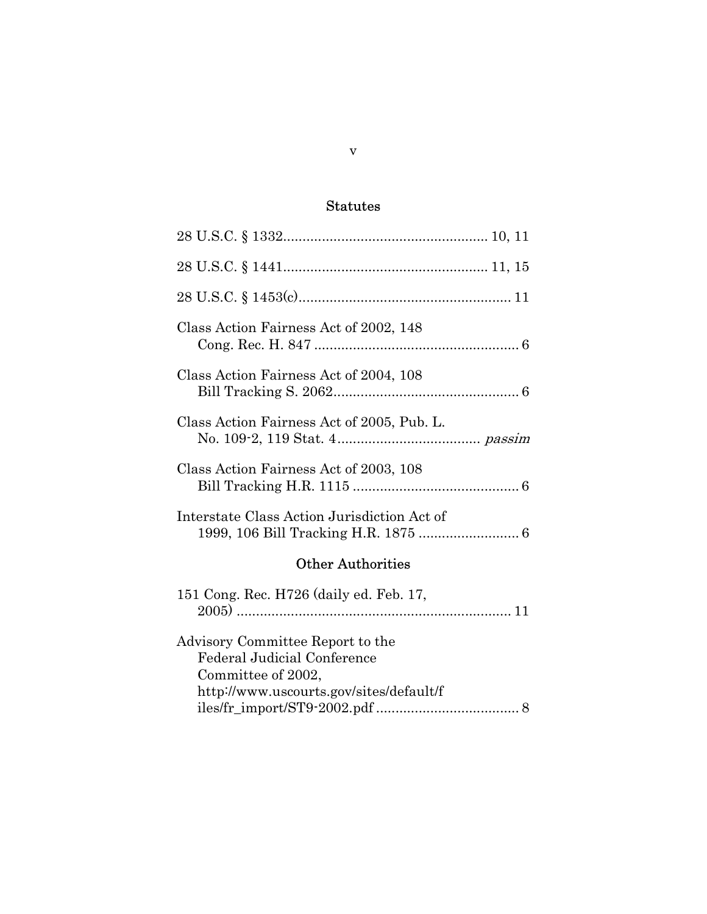## Statutes

28 U.S.C. § 1332.................................................... 10, 11

28 U.S.C. § 1441.................................................... 11, 15

28 U.S.C. § 1453(c)...................................................... 11

Class Action Fairness Act of 2002, 148 Cong. Rec. H. 847 .................................................... 6

Class Action Fairness Act of 2004, 108 Bill Tracking S. 2062................................................ 6

Class Action Fairness Act of 2005, Pub. L. No. 109-2, 119 Stat. 4.................................... *passim*

Class Action Fairness Act of 2003, 108 Bill Tracking H.R. 1115 .......................................... 6

Interstate Class Action Jurisdiction Act of 1999, 106 Bill Tracking H.R. 1875 ......................... 6

## Other Authorities

151 Cong. Rec. H726 (daily ed. Feb. 17, 2005) ...................................................................... 11

Advisory Committee Report to the Federal Judicial Conference Committee of 2002, http://www.uscourts.gov/sites/default/files/fr_import/ST9-2002.pdf .................................... 8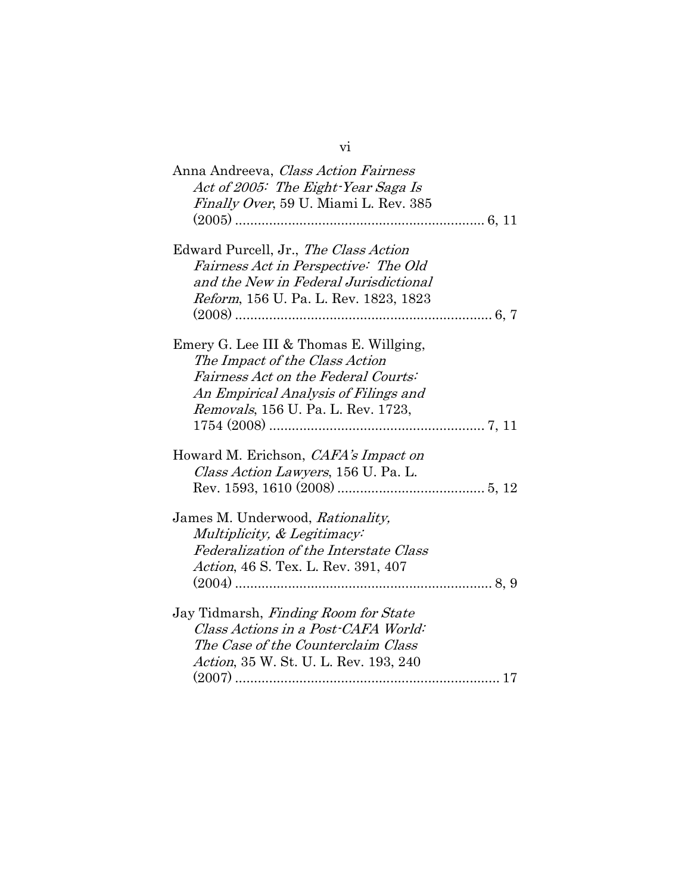Anna Andreeva, *Class Action Fairness Act of 2005: The Eight-Year Saga Is Finally Over*, 59 U. Miami L. Rev. 385 (2005) .................................................................. 6, 11

Edward Purcell, Jr., *The Class Action Fairness Act in Perspective: The Old and the New in Federal Jurisdictional Reform*, 156 U. Pa. L. Rev. 1823, 1823 (2008) .................................................................... 6, 7

Emery G. Lee III & Thomas E. Willging, *The Impact of the Class Action Fairness Act on the Federal Courts: An Empirical Analysis of Filings and Removals*, 156 U. Pa. L. Rev. 1723, 1754 (2008) ......................................................... 7, 11

Howard M. Erichson, *CAFA's Impact on Class Action Lawyers*, 156 U. Pa. L. Rev. 1593, 1610 (2008) ....................................... 5, 12

James M. Underwood, *Rationality, Multiplicity, & Legitimacy: Federalization of the Interstate Class Action*, 46 S. Tex. L. Rev. 391, 407 (2004) .................................................................... 8, 9

Jay Tidmarsh, *Finding Room for State Class Actions in a Post-CAFA World: The Case of the Counterclaim Class Action*, 35 W. St. U. L. Rev. 193, 240 (2007) ...................................................................... 17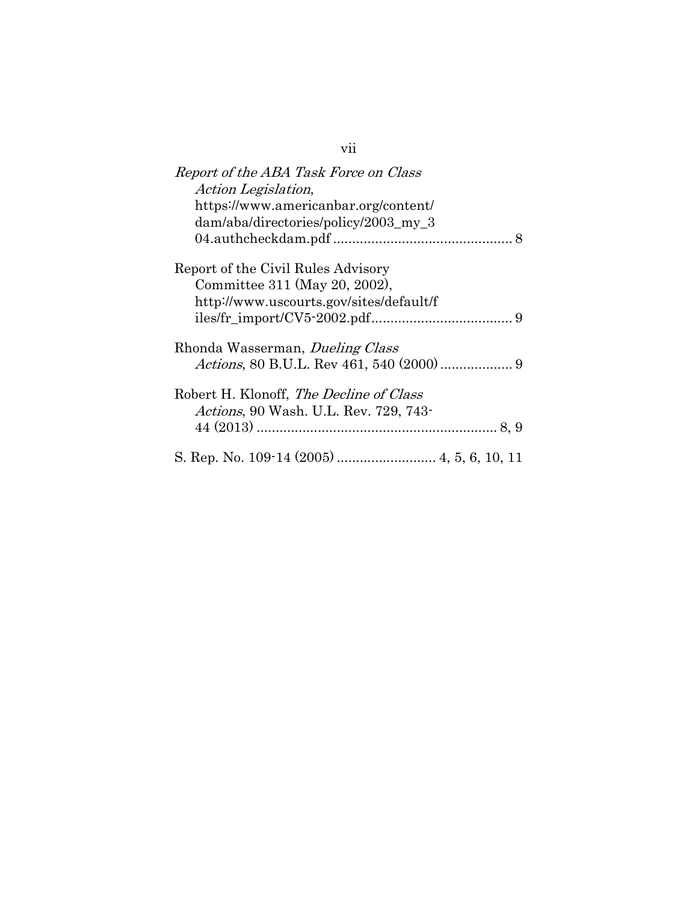*Report of the ABA Task Force on Class Action Legislation*, https://www.americanbar.org/content/dam/aba/directories/policy/2003_my_304.authcheckdam.pdf ............................................. 8

Report of the Civil Rules Advisory Committee 311 (May 20, 2002), http://www.uscourts.gov/sites/default/files/fr_import/CV5-2002.pdf.................................... 9

Rhonda Wasserman, *Dueling Class Actions*, 80 B.U.L. Rev 461, 540 (2000) .................. 9

Robert H. Klonoff, *The Decline of Class Actions*, 90 Wash. U.L. Rev. 729, 743-44 (2013) .............................................................. 8, 9

S. Rep. No. 109-14 (2005) .......................... 4, 5, 6, 10, 11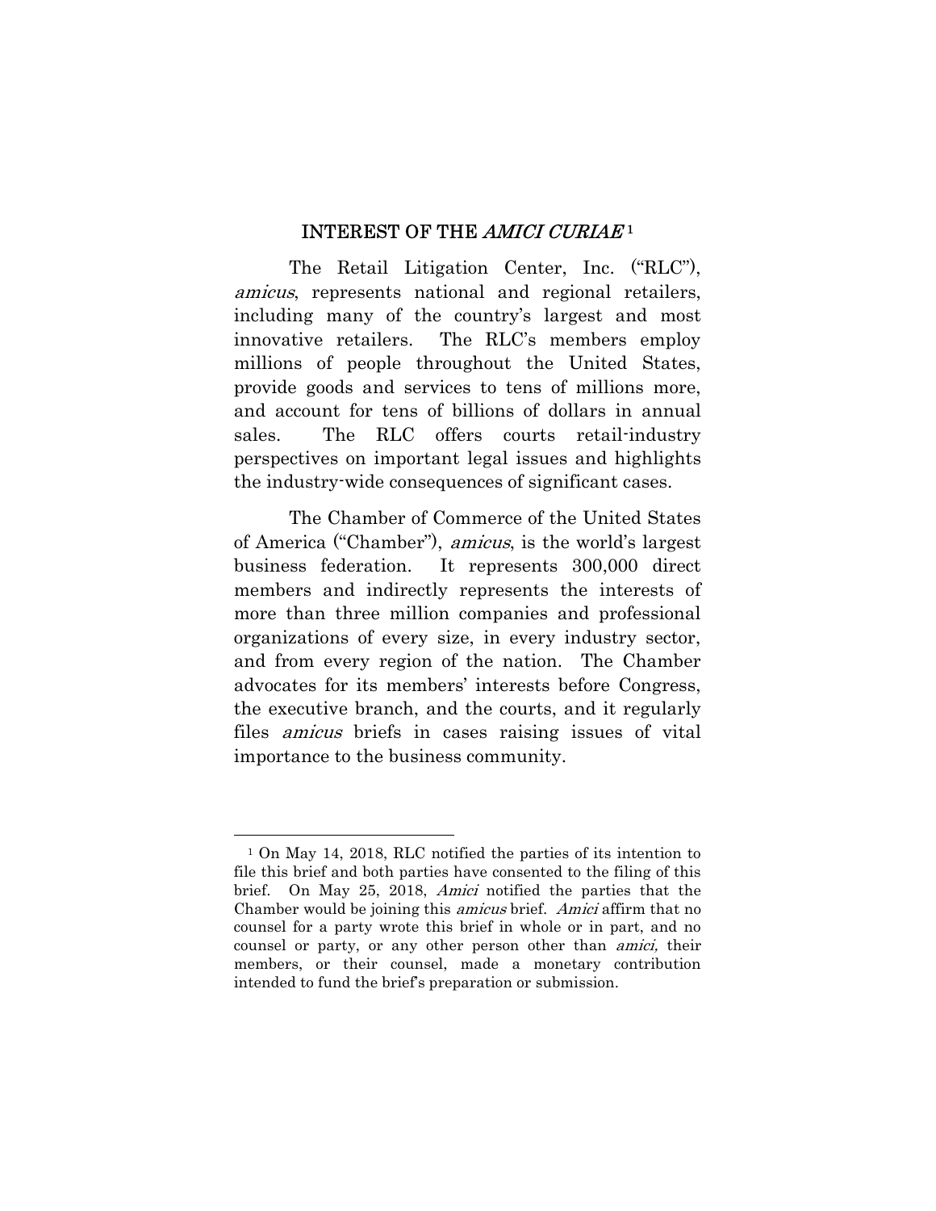## INTEREST OF THE *AMICI CURIAE* [1]

The Retail Litigation Center, Inc. ("RLC"), *amicus*, represents national and regional retailers, including many of the country's largest and most innovative retailers. The RLC's members employ millions of people throughout the United States, provide goods and services to tens of millions more, and account for tens of billions of dollars in annual sales. The RLC offers courts retail-industry perspectives on important legal issues and highlights the industry-wide consequences of significant cases.

The Chamber of Commerce of the United States of America ("Chamber"), *amicus*, is the world's largest business federation. It represents 300,000 direct members and indirectly represents the interests of more than three million companies and professional organizations of every size, in every industry sector, and from every region of the nation. The Chamber advocates for its members' interests before Congress, the executive branch, and the courts, and it regularly files *amicus* briefs in cases raising issues of vital importance to the business community.

---

[1] On May 14, 2018, RLC notified the parties of its intention to file this brief and both parties have consented to the filing of this brief. On May 25, 2018, *Amici* notified the parties that the Chamber would be joining this *amicus* brief. *Amici* affirm that no counsel for a party wrote this brief in whole or in part, and no counsel or party, or any other person other than *amici,* their members, or their counsel, made a monetary contribution intended to fund the brief's preparation or submission.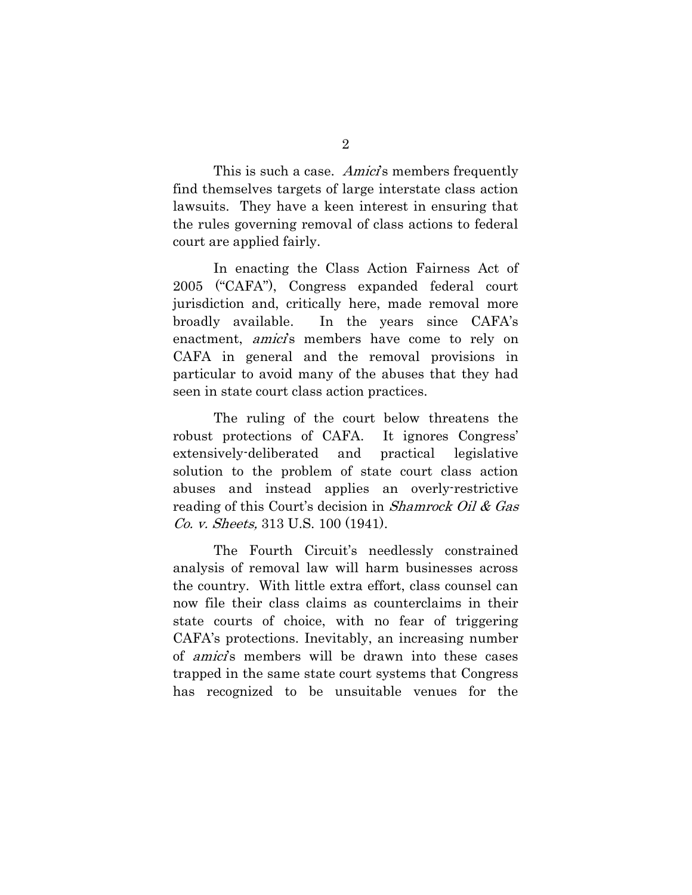This is such a case. *Amici*'s members frequently find themselves targets of large interstate class action lawsuits. They have a keen interest in ensuring that the rules governing removal of class actions to federal court are applied fairly.

In enacting the Class Action Fairness Act of 2005 ("CAFA"), Congress expanded federal court jurisdiction and, critically here, made removal more broadly available. In the years since CAFA's enactment, *amici*'s members have come to rely on CAFA in general and the removal provisions in particular to avoid many of the abuses that they had seen in state court class action practices.

The ruling of the court below threatens the robust protections of CAFA. It ignores Congress' extensively-deliberated and practical legislative solution to the problem of state court class action abuses and instead applies an overly-restrictive reading of this Court's decision in *Shamrock Oil & Gas Co. v. Sheets,* 313 U.S. 100 (1941).

The Fourth Circuit's needlessly constrained analysis of removal law will harm businesses across the country. With little extra effort, class counsel can now file their class claims as counterclaims in their state courts of choice, with no fear of triggering CAFA's protections. Inevitably, an increasing number of *amici*'s members will be drawn into these cases trapped in the same state court systems that Congress has recognized to be unsuitable venues for the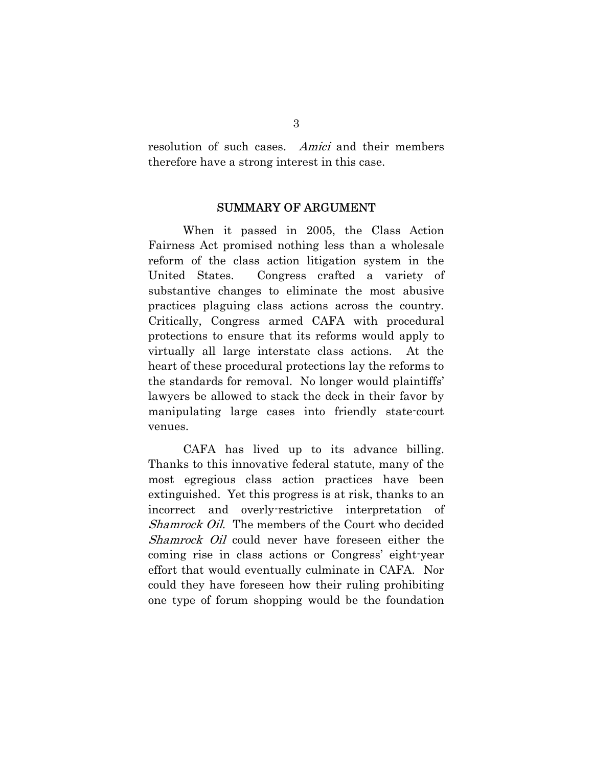resolution of such cases. *Amici* and their members therefore have a strong interest in this case.

## SUMMARY OF ARGUMENT

When it passed in 2005, the Class Action Fairness Act promised nothing less than a wholesale reform of the class action litigation system in the United States. Congress crafted a variety of substantive changes to eliminate the most abusive practices plaguing class actions across the country. Critically, Congress armed CAFA with procedural protections to ensure that its reforms would apply to virtually all large interstate class actions. At the heart of these procedural protections lay the reforms to the standards for removal. No longer would plaintiffs' lawyers be allowed to stack the deck in their favor by manipulating large cases into friendly state-court venues.

CAFA has lived up to its advance billing. Thanks to this innovative federal statute, many of the most egregious class action practices have been extinguished. Yet this progress is at risk, thanks to an incorrect and overly-restrictive interpretation of *Shamrock Oil*. The members of the Court who decided *Shamrock Oil* could never have foreseen either the coming rise in class actions or Congress' eight-year effort that would eventually culminate in CAFA. Nor could they have foreseen how their ruling prohibiting one type of forum shopping would be the foundation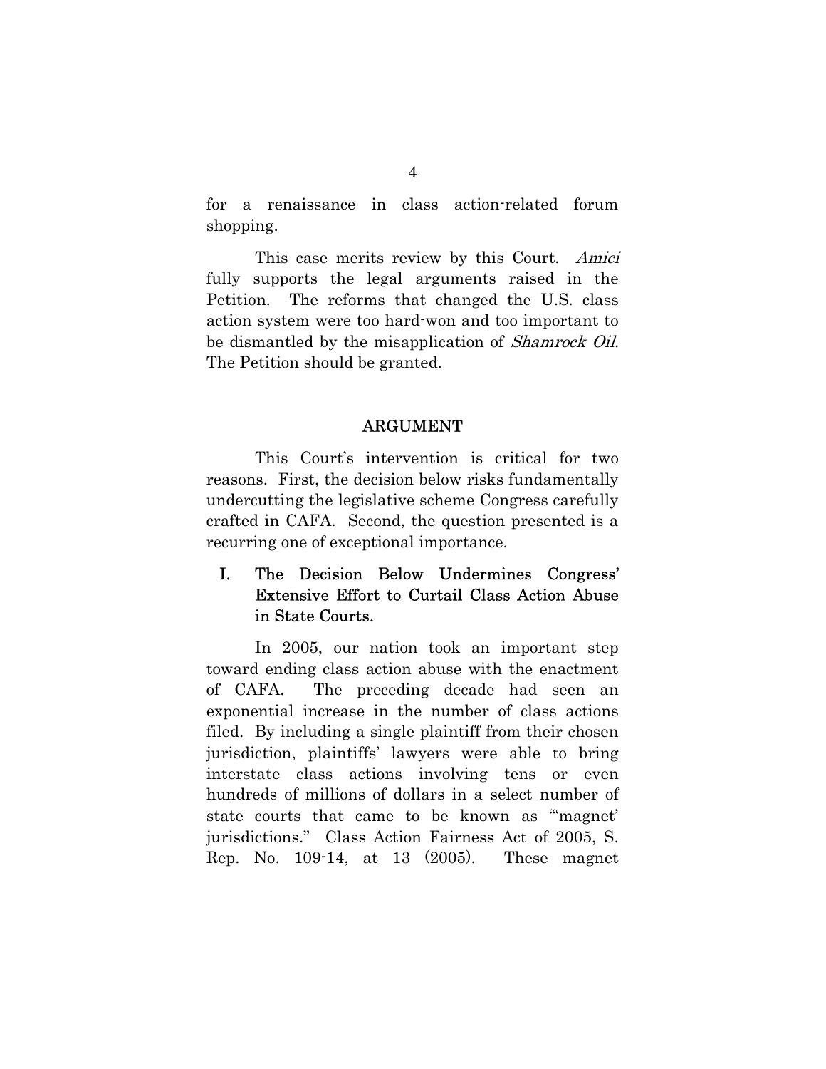for a renaissance in class action-related forum shopping.

This case merits review by this Court. *Amici* fully supports the legal arguments raised in the Petition. The reforms that changed the U.S. class action system were too hard-won and too important to be dismantled by the misapplication of *Shamrock Oil*. The Petition should be granted.

## ARGUMENT

This Court's intervention is critical for two reasons. First, the decision below risks fundamentally undercutting the legislative scheme Congress carefully crafted in CAFA. Second, the question presented is a recurring one of exceptional importance.

### I. The Decision Below Undermines Congress' Extensive Effort to Curtail Class Action Abuse in State Courts.

In 2005, our nation took an important step toward ending class action abuse with the enactment of CAFA. The preceding decade had seen an exponential increase in the number of class actions filed. By including a single plaintiff from their chosen jurisdiction, plaintiffs' lawyers were able to bring interstate class actions involving tens or even hundreds of millions of dollars in a select number of state courts that came to be known as "'magnet' jurisdictions." Class Action Fairness Act of 2005, S. Rep. No. 109-14, at 13 (2005). These magnet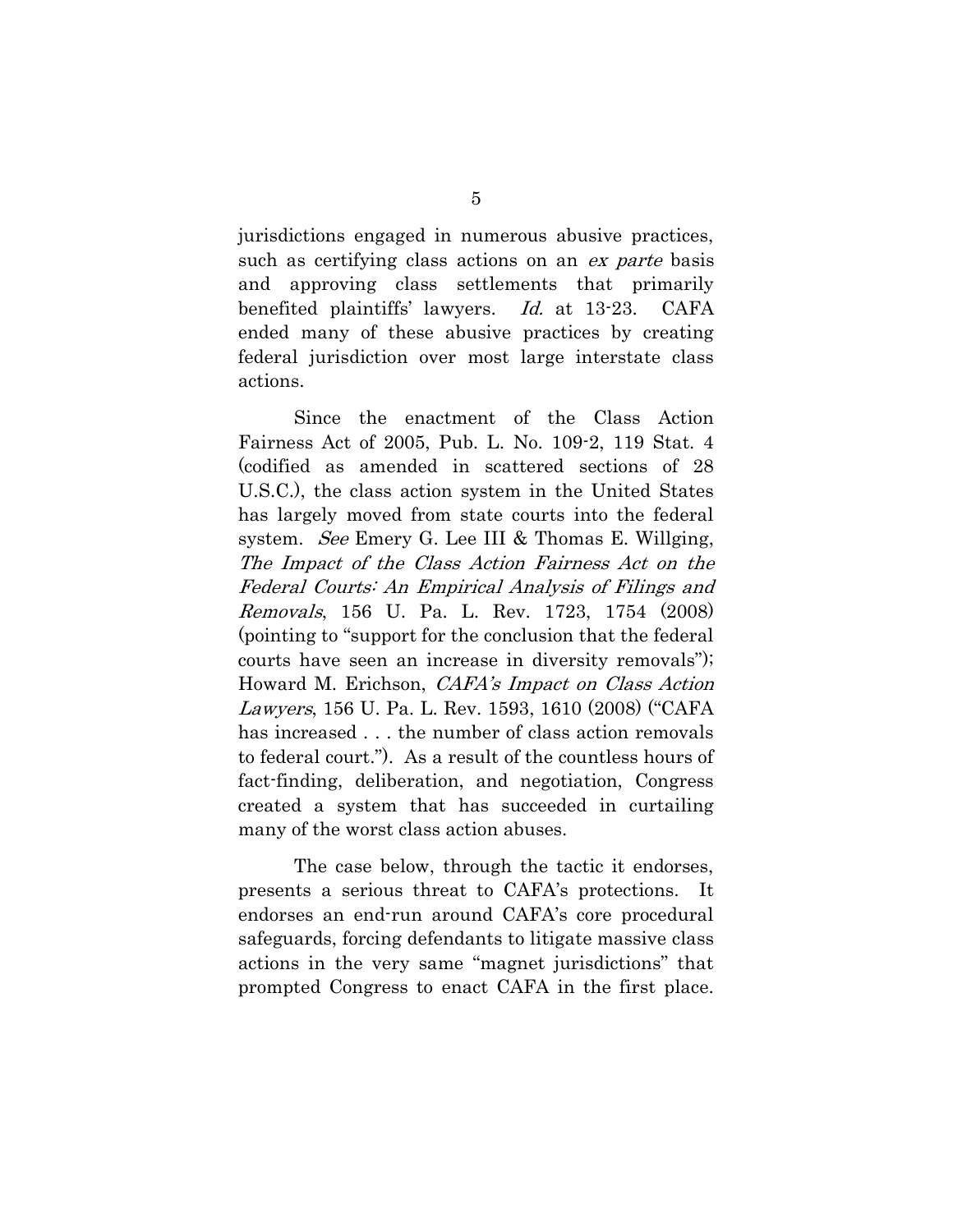jurisdictions engaged in numerous abusive practices, such as certifying class actions on an *ex parte* basis and approving class settlements that primarily benefited plaintiffs' lawyers. *Id.* at 13-23. CAFA ended many of these abusive practices by creating federal jurisdiction over most large interstate class actions.

Since the enactment of the Class Action Fairness Act of 2005, Pub. L. No. 109-2, 119 Stat. 4 (codified as amended in scattered sections of 28 U.S.C.), the class action system in the United States has largely moved from state courts into the federal system. *See* Emery G. Lee III & Thomas E. Willging, *The Impact of the Class Action Fairness Act on the Federal Courts: An Empirical Analysis of Filings and Removals*, 156 U. Pa. L. Rev. 1723, 1754 (2008) (pointing to "support for the conclusion that the federal courts have seen an increase in diversity removals"); Howard M. Erichson, *CAFA's Impact on Class Action Lawyers*, 156 U. Pa. L. Rev. 1593, 1610 (2008) ("CAFA has increased . . . the number of class action removals to federal court."). As a result of the countless hours of fact-finding, deliberation, and negotiation, Congress created a system that has succeeded in curtailing many of the worst class action abuses.

The case below, through the tactic it endorses, presents a serious threat to CAFA's protections. It endorses an end-run around CAFA's core procedural safeguards, forcing defendants to litigate massive class actions in the very same "magnet jurisdictions" that prompted Congress to enact CAFA in the first place.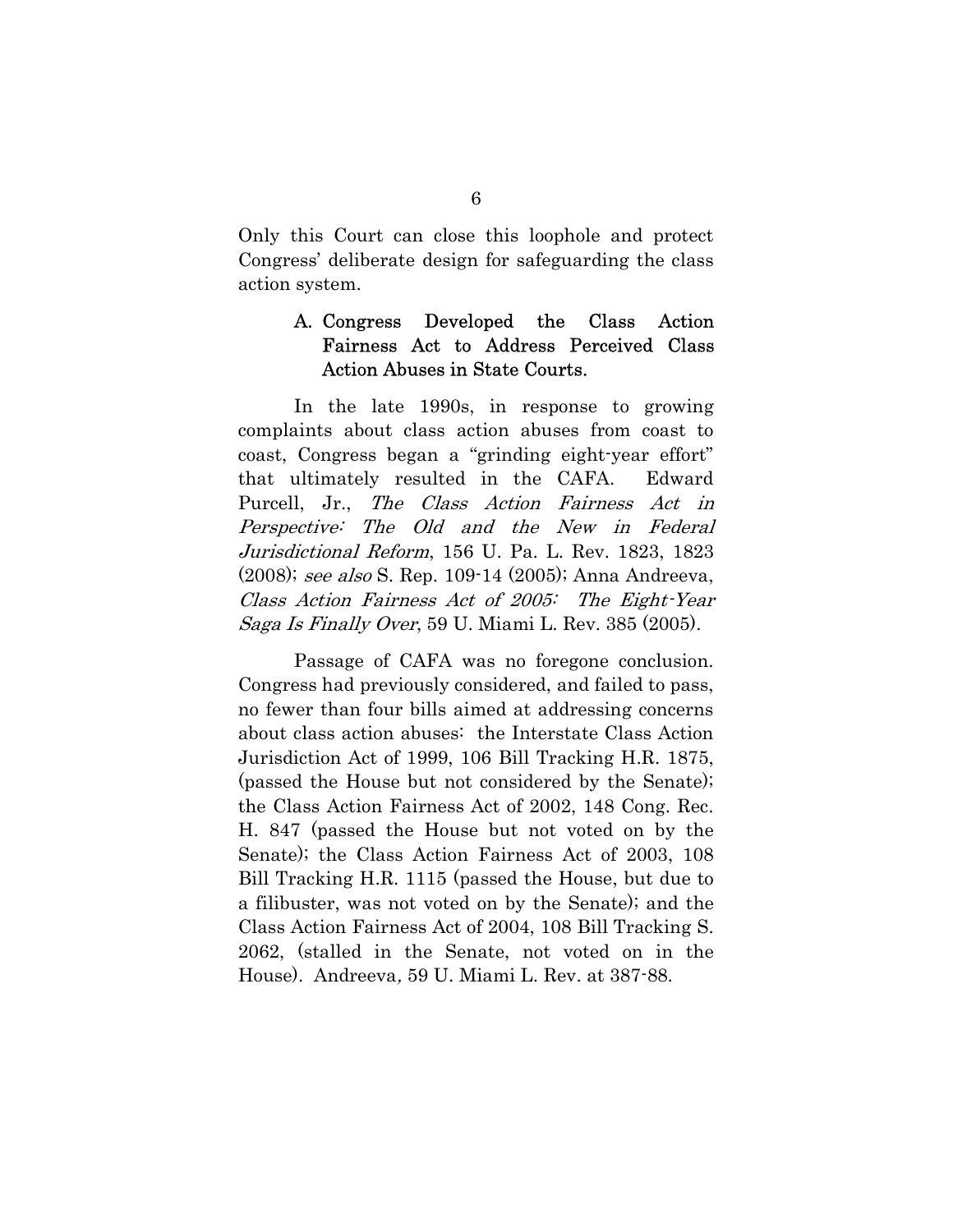Only this Court can close this loophole and protect Congress' deliberate design for safeguarding the class action system.

### A. Congress Developed the Class Action Fairness Act to Address Perceived Class Action Abuses in State Courts.

In the late 1990s, in response to growing complaints about class action abuses from coast to coast, Congress began a "grinding eight-year effort" that ultimately resulted in the CAFA. Edward Purcell, Jr., *The Class Action Fairness Act in Perspective: The Old and the New in Federal Jurisdictional Reform*, 156 U. Pa. L. Rev. 1823, 1823 (2008); *see also* S. Rep. 109-14 (2005); Anna Andreeva, *Class Action Fairness Act of 2005: The Eight-Year Saga Is Finally Over*, 59 U. Miami L. Rev. 385 (2005).

Passage of CAFA was no foregone conclusion. Congress had previously considered, and failed to pass, no fewer than four bills aimed at addressing concerns about class action abuses: the Interstate Class Action Jurisdiction Act of 1999, 106 Bill Tracking H.R. 1875, (passed the House but not considered by the Senate); the Class Action Fairness Act of 2002, 148 Cong. Rec. H. 847 (passed the House but not voted on by the Senate); the Class Action Fairness Act of 2003, 108 Bill Tracking H.R. 1115 (passed the House, but due to a filibuster, was not voted on by the Senate); and the Class Action Fairness Act of 2004, 108 Bill Tracking S. 2062, (stalled in the Senate, not voted on in the House). Andreeva*,* 59 U. Miami L. Rev. at 387-88.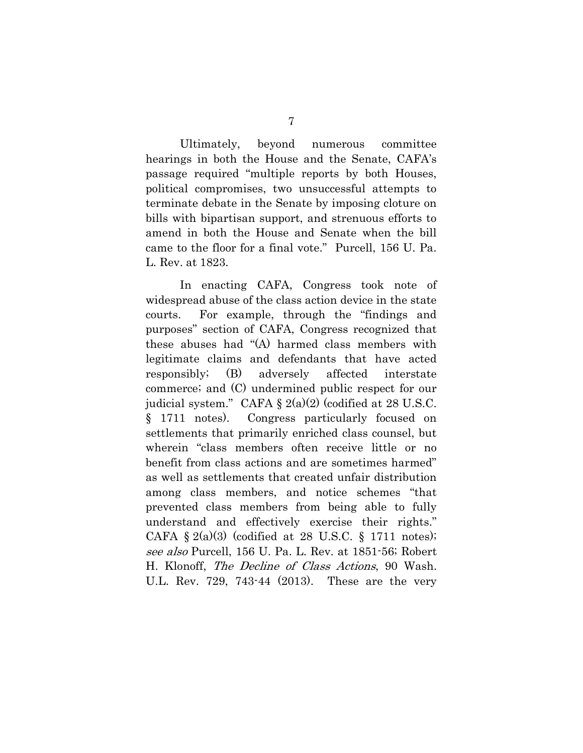Ultimately, beyond numerous committee hearings in both the House and the Senate, CAFA's passage required "multiple reports by both Houses, political compromises, two unsuccessful attempts to terminate debate in the Senate by imposing cloture on bills with bipartisan support, and strenuous efforts to amend in both the House and Senate when the bill came to the floor for a final vote." Purcell, 156 U. Pa. L. Rev. at 1823.

In enacting CAFA, Congress took note of widespread abuse of the class action device in the state courts. For example, through the "findings and purposes" section of CAFA, Congress recognized that these abuses had "(A) harmed class members with legitimate claims and defendants that have acted responsibly; (B) adversely affected interstate commerce; and (C) undermined public respect for our judicial system." CAFA § 2(a)(2) (codified at 28 U.S.C. § 1711 notes). Congress particularly focused on settlements that primarily enriched class counsel, but wherein "class members often receive little or no benefit from class actions and are sometimes harmed" as well as settlements that created unfair distribution among class members, and notice schemes "that prevented class members from being able to fully understand and effectively exercise their rights." CAFA § 2(a)(3) (codified at 28 U.S.C. § 1711 notes); *see also* Purcell, 156 U. Pa. L. Rev. at 1851-56; Robert H. Klonoff, *The Decline of Class Actions*, 90 Wash. U.L. Rev. 729, 743-44 (2013). These are the very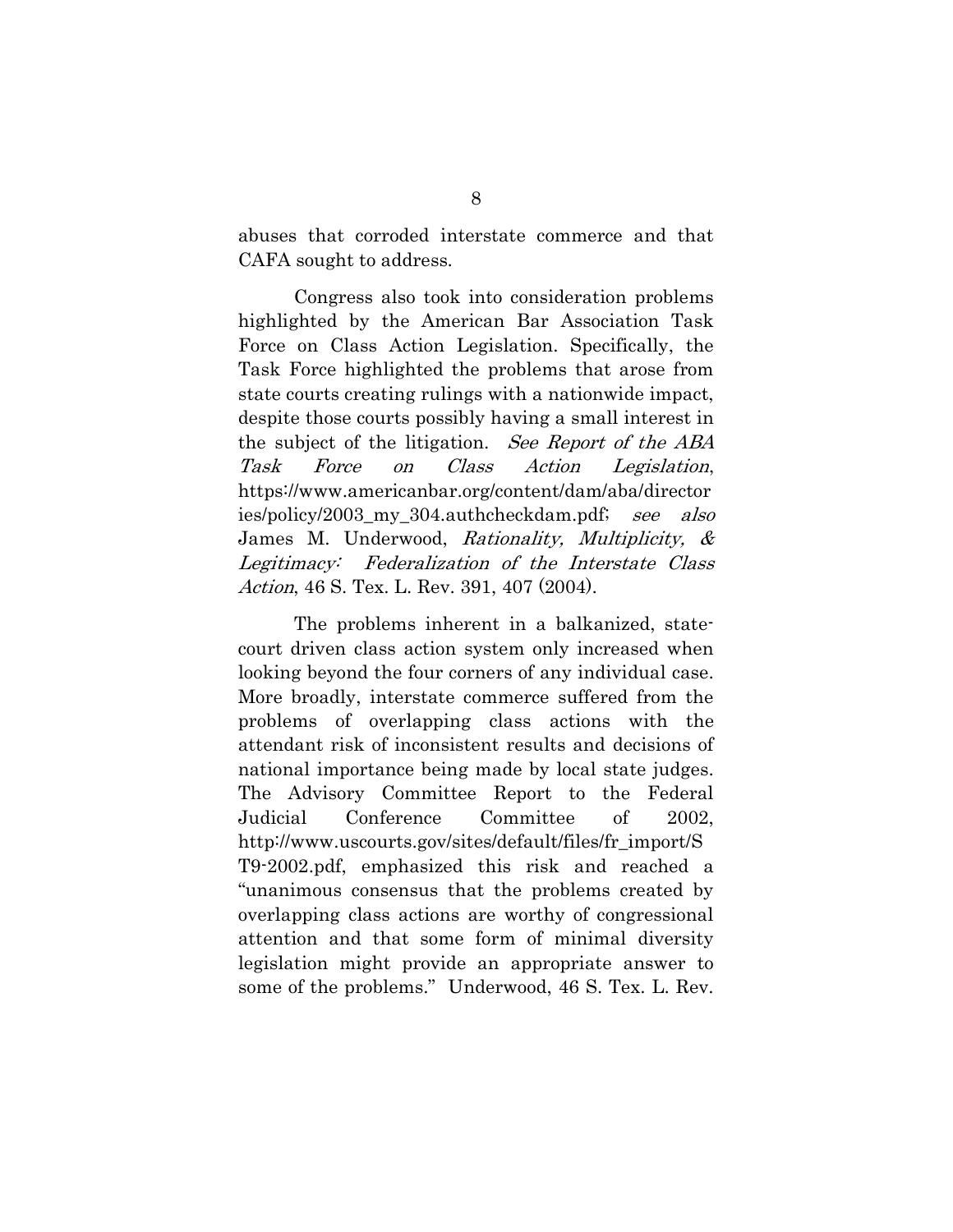abuses that corroded interstate commerce and that CAFA sought to address.

Congress also took into consideration problems highlighted by the American Bar Association Task Force on Class Action Legislation. Specifically, the Task Force highlighted the problems that arose from state courts creating rulings with a nationwide impact, despite those courts possibly having a small interest in the subject of the litigation. *See Report of the ABA Task Force on Class Action Legislation*, https://www.americanbar.org/content/dam/aba/directories/policy/2003_my_304.authcheckdam.pdf; *see also* James M. Underwood, *Rationality, Multiplicity, & Legitimacy: Federalization of the Interstate Class Action*, 46 S. Tex. L. Rev. 391, 407 (2004).

The problems inherent in a balkanized, state-court driven class action system only increased when looking beyond the four corners of any individual case. More broadly, interstate commerce suffered from the problems of overlapping class actions with the attendant risk of inconsistent results and decisions of national importance being made by local state judges. The Advisory Committee Report to the Federal Judicial Conference Committee of 2002, http://www.uscourts.gov/sites/default/files/fr_import/ST9-2002.pdf, emphasized this risk and reached a "unanimous consensus that the problems created by overlapping class actions are worthy of congressional attention and that some form of minimal diversity legislation might provide an appropriate answer to some of the problems." Underwood, 46 S. Tex. L. Rev.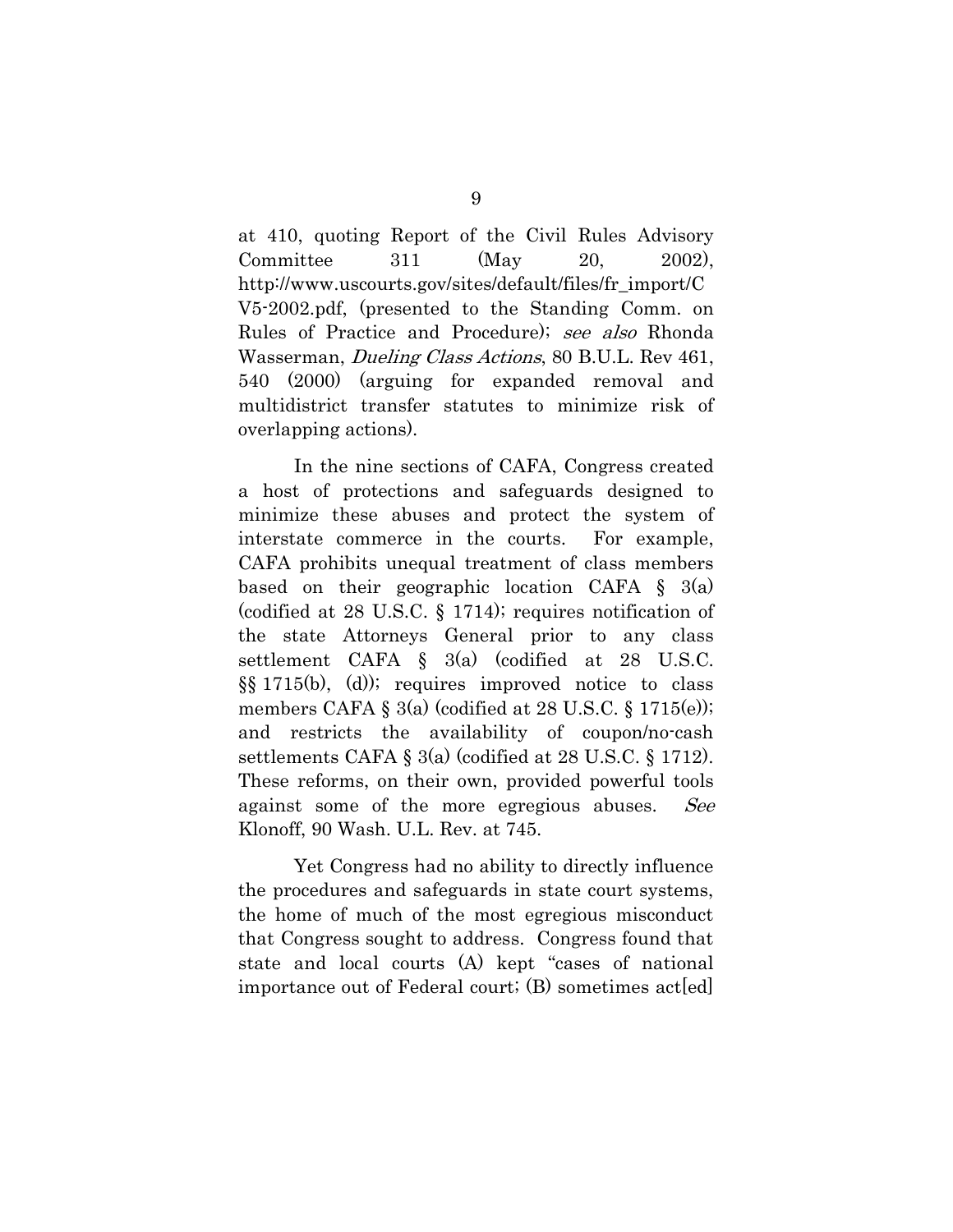at 410, quoting Report of the Civil Rules Advisory Committee 311 (May 20, 2002), http://www.uscourts.gov/sites/default/files/fr_import/CV5-2002.pdf, (presented to the Standing Comm. on Rules of Practice and Procedure); *see also* Rhonda Wasserman, *Dueling Class Actions*, 80 B.U.L. Rev 461, 540 (2000) (arguing for expanded removal and multidistrict transfer statutes to minimize risk of overlapping actions).

In the nine sections of CAFA, Congress created a host of protections and safeguards designed to minimize these abuses and protect the system of interstate commerce in the courts. For example, CAFA prohibits unequal treatment of class members based on their geographic location CAFA § 3(a) (codified at 28 U.S.C. § 1714); requires notification of the state Attorneys General prior to any class settlement CAFA § 3(a) (codified at 28 U.S.C. §§ 1715(b), (d)); requires improved notice to class members CAFA § 3(a) (codified at 28 U.S.C. § 1715(e)); and restricts the availability of coupon/no-cash settlements CAFA § 3(a) (codified at 28 U.S.C. § 1712). These reforms, on their own, provided powerful tools against some of the more egregious abuses. *See* Klonoff, 90 Wash. U.L. Rev. at 745.

Yet Congress had no ability to directly influence the procedures and safeguards in state court systems, the home of much of the most egregious misconduct that Congress sought to address. Congress found that state and local courts (A) kept "cases of national importance out of Federal court; (B) sometimes act[ed]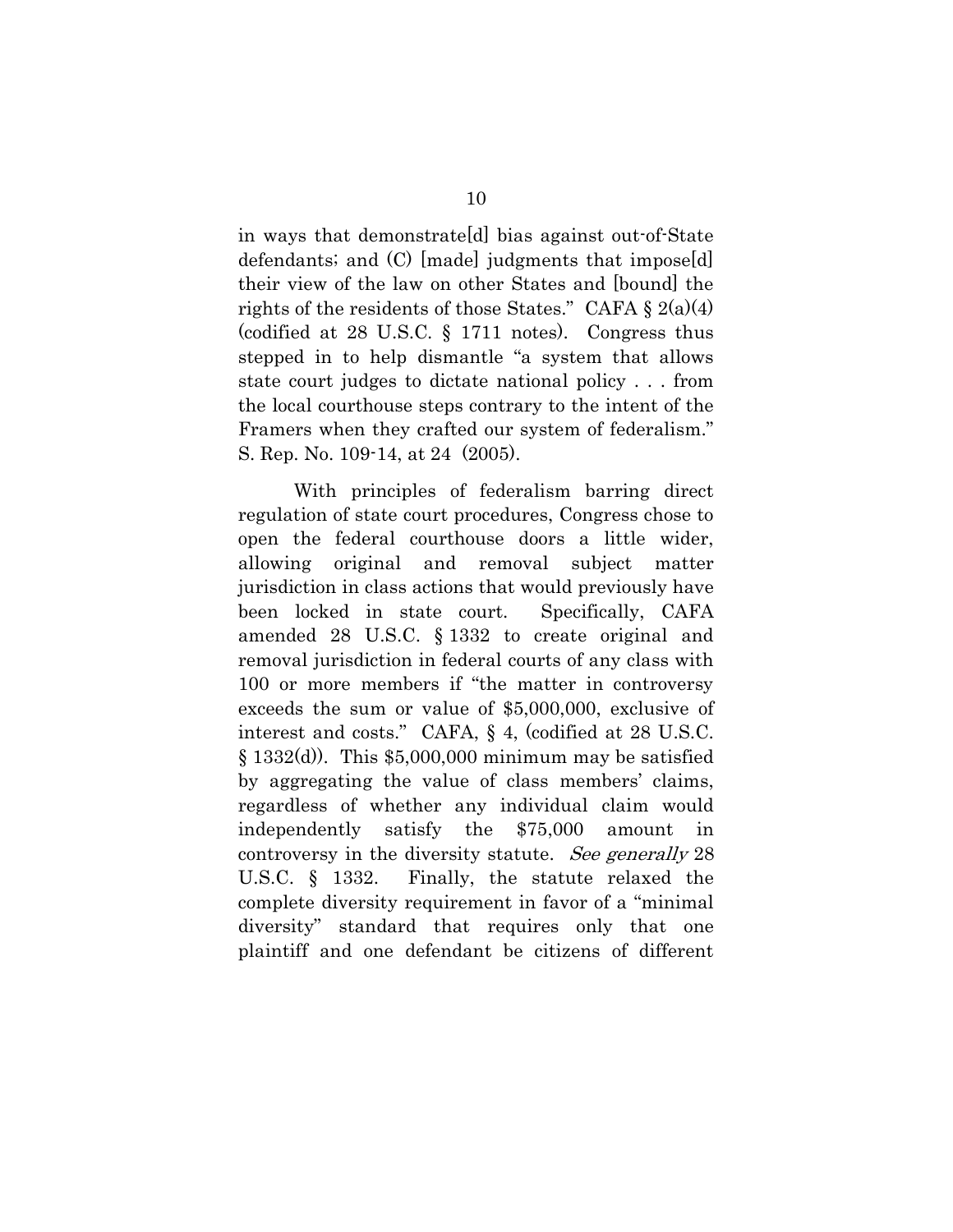in ways that demonstrate[d] bias against out-of-State defendants; and (C) [made] judgments that impose[d] their view of the law on other States and [bound] the rights of the residents of those States." CAFA § 2(a)(4) (codified at 28 U.S.C. § 1711 notes). Congress thus stepped in to help dismantle "a system that allows state court judges to dictate national policy . . . from the local courthouse steps contrary to the intent of the Framers when they crafted our system of federalism." S. Rep. No. 109-14, at 24 (2005).

With principles of federalism barring direct regulation of state court procedures, Congress chose to open the federal courthouse doors a little wider, allowing original and removal subject matter jurisdiction in class actions that would previously have been locked in state court. Specifically, CAFA amended 28 U.S.C. § 1332 to create original and removal jurisdiction in federal courts of any class with 100 or more members if "the matter in controversy exceeds the sum or value of $5,000,000, exclusive of interest and costs." CAFA, § 4, (codified at 28 U.S.C. § 1332(d)). This $5,000,000 minimum may be satisfied by aggregating the value of class members' claims, regardless of whether any individual claim would independently satisfy the $75,000 amount in controversy in the diversity statute. *See generally* 28 U.S.C. § 1332. Finally, the statute relaxed the complete diversity requirement in favor of a "minimal diversity" standard that requires only that one plaintiff and one defendant be citizens of different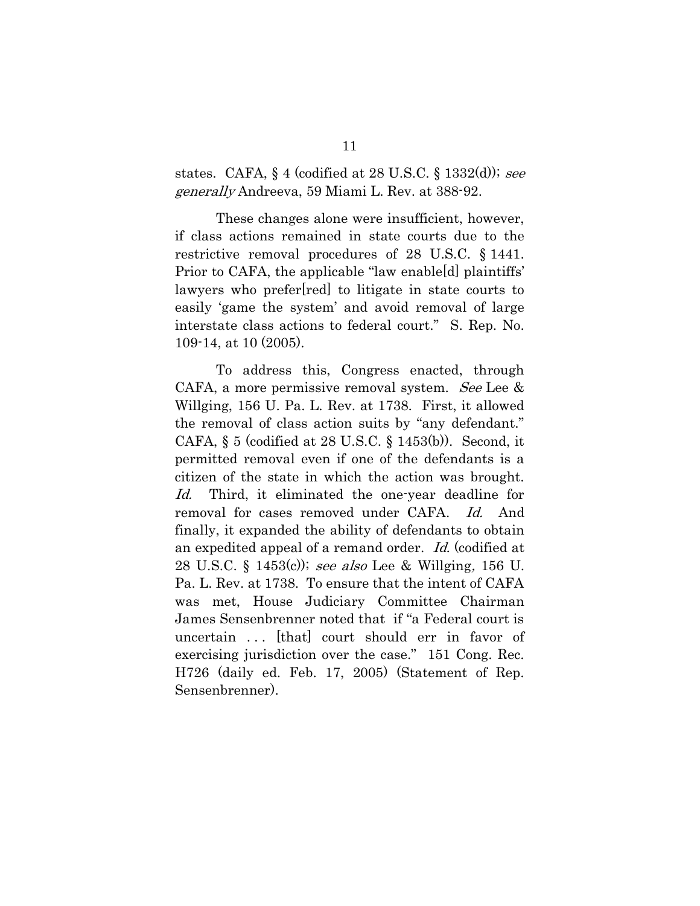states. CAFA, § 4 (codified at 28 U.S.C. § 1332(d)); *see generally* Andreeva, 59 Miami L. Rev. at 388-92.

These changes alone were insufficient, however, if class actions remained in state courts due to the restrictive removal procedures of 28 U.S.C. § 1441. Prior to CAFA, the applicable "law enable[d] plaintiffs' lawyers who prefer[red] to litigate in state courts to easily 'game the system' and avoid removal of large interstate class actions to federal court." S. Rep. No. 109-14, at 10 (2005).

To address this, Congress enacted, through CAFA, a more permissive removal system. *See* Lee & Willging, 156 U. Pa. L. Rev. at 1738. First, it allowed the removal of class action suits by "any defendant." CAFA, § 5 (codified at 28 U.S.C. § 1453(b)). Second, it permitted removal even if one of the defendants is a citizen of the state in which the action was brought. *Id.* Third, it eliminated the one-year deadline for removal for cases removed under CAFA. *Id.* And finally, it expanded the ability of defendants to obtain an expedited appeal of a remand order. *Id.* (codified at 28 U.S.C. § 1453(c)); *see also* Lee & Willging, 156 U. Pa. L. Rev. at 1738. To ensure that the intent of CAFA was met, House Judiciary Committee Chairman James Sensenbrenner noted that if "a Federal court is uncertain . . . [that] court should err in favor of exercising jurisdiction over the case." 151 Cong. Rec. H726 (daily ed. Feb. 17, 2005) (Statement of Rep. Sensenbrenner).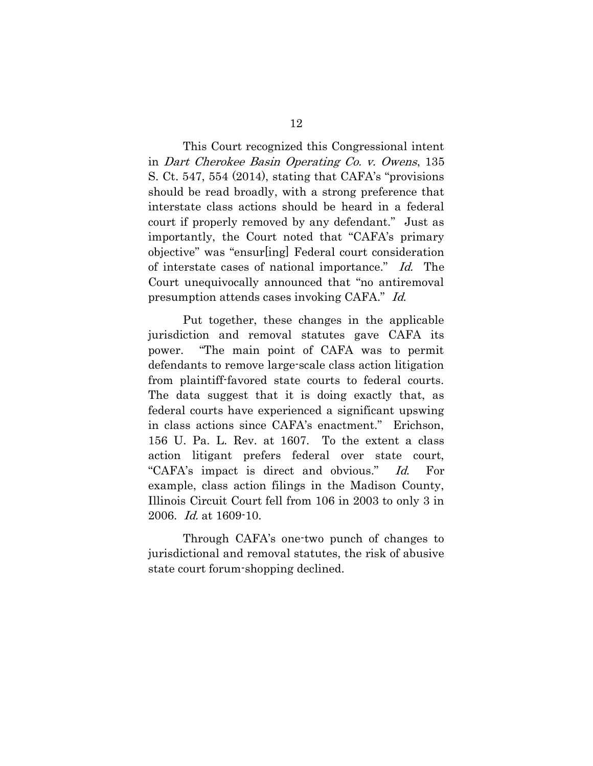This Court recognized this Congressional intent in *Dart Cherokee Basin Operating Co. v. Owens*, 135 S. Ct. 547, 554 (2014), stating that CAFA's "provisions should be read broadly, with a strong preference that interstate class actions should be heard in a federal court if properly removed by any defendant." Just as importantly, the Court noted that "CAFA's primary objective" was "ensur[ing] Federal court consideration of interstate cases of national importance." *Id.* The Court unequivocally announced that "no antiremoval presumption attends cases invoking CAFA." *Id.*

Put together, these changes in the applicable jurisdiction and removal statutes gave CAFA its power. "The main point of CAFA was to permit defendants to remove large-scale class action litigation from plaintiff-favored state courts to federal courts. The data suggest that it is doing exactly that, as federal courts have experienced a significant upswing in class actions since CAFA's enactment." Erichson, 156 U. Pa. L. Rev. at 1607. To the extent a class action litigant prefers federal over state court, "CAFA's impact is direct and obvious." *Id.* For example, class action filings in the Madison County, Illinois Circuit Court fell from 106 in 2003 to only 3 in 2006. *Id.* at 1609-10.

Through CAFA's one-two punch of changes to jurisdictional and removal statutes, the risk of abusive state court forum-shopping declined.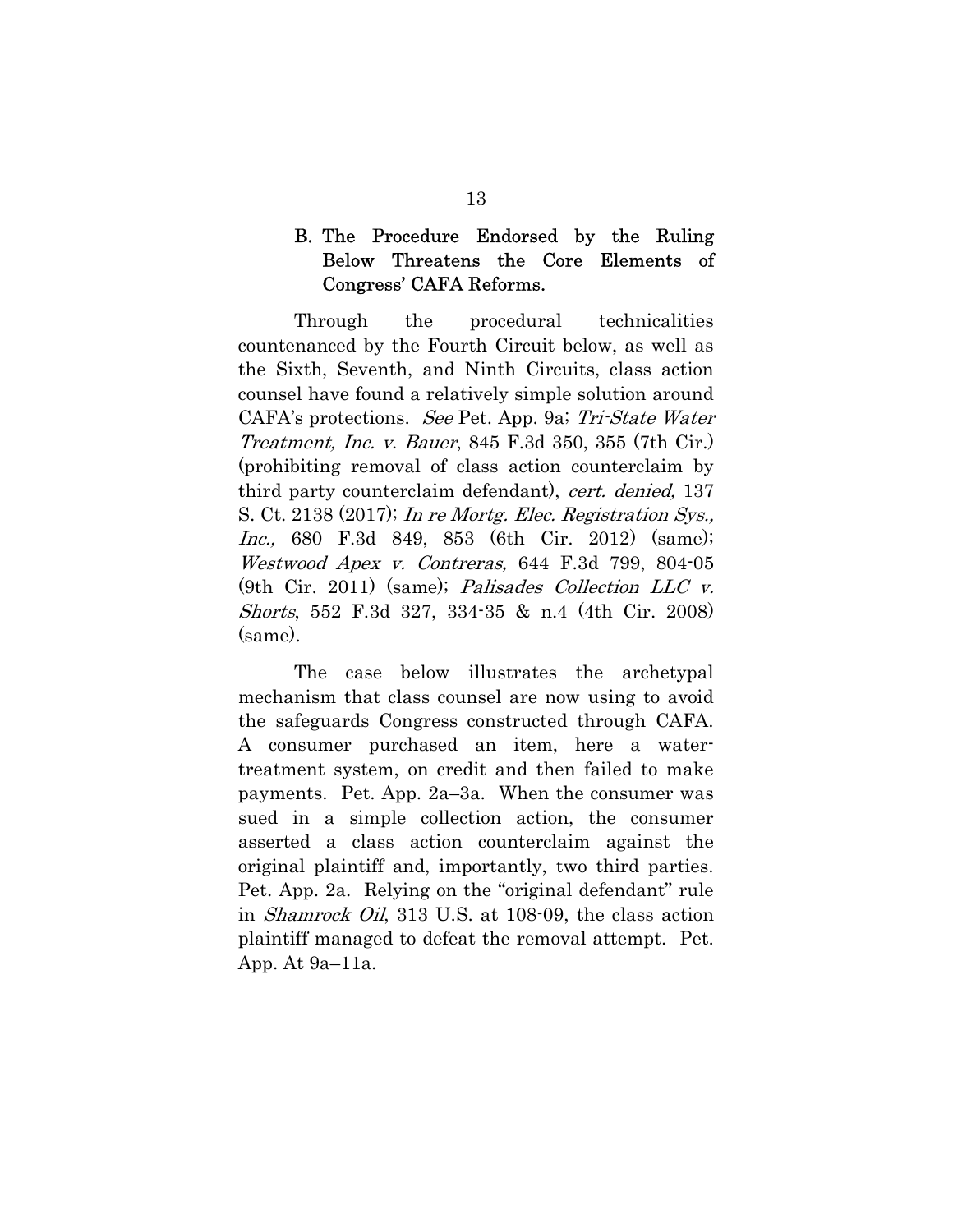### B. The Procedure Endorsed by the Ruling Below Threatens the Core Elements of Congress' CAFA Reforms.

Through the procedural technicalities countenanced by the Fourth Circuit below, as well as the Sixth, Seventh, and Ninth Circuits, class action counsel have found a relatively simple solution around CAFA's protections. *See* Pet. App. 9a; *Tri-State Water Treatment, Inc. v. Bauer*, 845 F.3d 350, 355 (7th Cir.) (prohibiting removal of class action counterclaim by third party counterclaim defendant), *cert. denied,* 137 S. Ct. 2138 (2017); *In re Mortg. Elec. Registration Sys., Inc.,* 680 F.3d 849, 853 (6th Cir. 2012) (same); *Westwood Apex v. Contreras,* 644 F.3d 799, 804-05 (9th Cir. 2011) (same); *Palisades Collection LLC v. Shorts*, 552 F.3d 327, 334-35 & n.4 (4th Cir. 2008) (same).

The case below illustrates the archetypal mechanism that class counsel are now using to avoid the safeguards Congress constructed through CAFA. A consumer purchased an item, here a water-treatment system, on credit and then failed to make payments. Pet. App. 2a–3a. When the consumer was sued in a simple collection action, the consumer asserted a class action counterclaim against the original plaintiff and, importantly, two third parties. Pet. App. 2a. Relying on the "original defendant" rule in *Shamrock Oil*, 313 U.S. at 108-09, the class action plaintiff managed to defeat the removal attempt. Pet. App. At 9a–11a.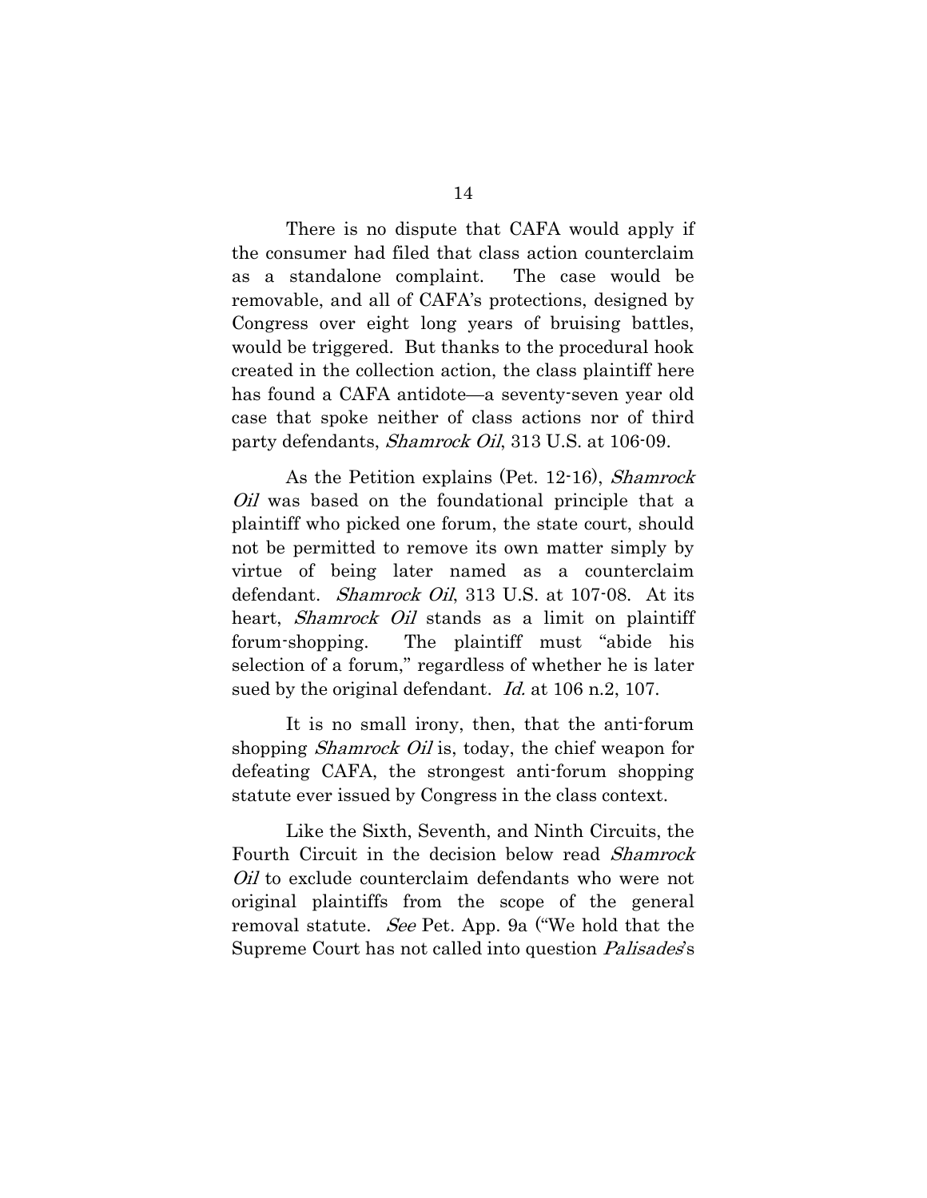There is no dispute that CAFA would apply if the consumer had filed that class action counterclaim as a standalone complaint. The case would be removable, and all of CAFA's protections, designed by Congress over eight long years of bruising battles, would be triggered. But thanks to the procedural hook created in the collection action, the class plaintiff here has found a CAFA antidote—a seventy-seven year old case that spoke neither of class actions nor of third party defendants, *Shamrock Oil*, 313 U.S. at 106-09.

As the Petition explains (Pet. 12-16), *Shamrock Oil* was based on the foundational principle that a plaintiff who picked one forum, the state court, should not be permitted to remove its own matter simply by virtue of being later named as a counterclaim defendant. *Shamrock Oil*, 313 U.S. at 107-08. At its heart, *Shamrock Oil* stands as a limit on plaintiff forum-shopping. The plaintiff must "abide his selection of a forum," regardless of whether he is later sued by the original defendant. *Id.* at 106 n.2, 107.

It is no small irony, then, that the anti-forum shopping *Shamrock Oil* is, today, the chief weapon for defeating CAFA, the strongest anti-forum shopping statute ever issued by Congress in the class context.

Like the Sixth, Seventh, and Ninth Circuits, the Fourth Circuit in the decision below read *Shamrock Oil* to exclude counterclaim defendants who were not original plaintiffs from the scope of the general removal statute. *See* Pet. App. 9a ("We hold that the Supreme Court has not called into question *Palisades*'s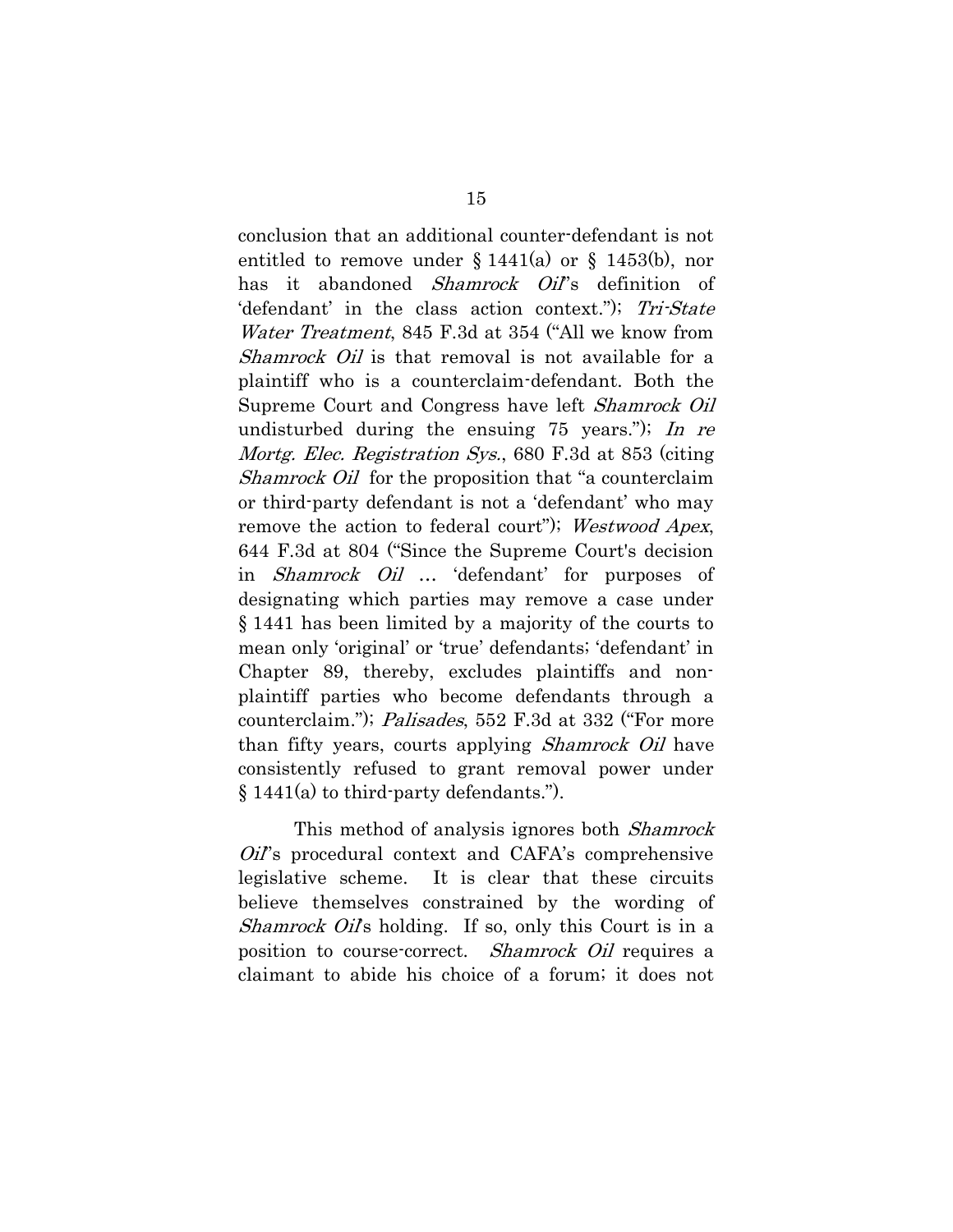conclusion that an additional counter-defendant is not entitled to remove under § 1441(a) or § 1453(b), nor has it abandoned *Shamrock Oil*'s definition of 'defendant' in the class action context."); *Tri-State Water Treatment*, 845 F.3d at 354 ("All we know from *Shamrock Oil* is that removal is not available for a plaintiff who is a counterclaim-defendant. Both the Supreme Court and Congress have left *Shamrock Oil* undisturbed during the ensuing 75 years."); *In re Mortg. Elec. Registration Sys.*, 680 F.3d at 853 (citing *Shamrock Oil* for the proposition that "a counterclaim or third-party defendant is not a 'defendant' who may remove the action to federal court"); *Westwood Apex*, 644 F.3d at 804 ("Since the Supreme Court's decision in *Shamrock Oil* … 'defendant' for purposes of designating which parties may remove a case under § 1441 has been limited by a majority of the courts to mean only 'original' or 'true' defendants; 'defendant' in Chapter 89, thereby, excludes plaintiffs and non-plaintiff parties who become defendants through a counterclaim."); *Palisades*, 552 F.3d at 332 ("For more than fifty years, courts applying *Shamrock Oil* have consistently refused to grant removal power under § 1441(a) to third-party defendants.").

This method of analysis ignores both *Shamrock Oil*'s procedural context and CAFA's comprehensive legislative scheme. It is clear that these circuits believe themselves constrained by the wording of *Shamrock Oil*'s holding. If so, only this Court is in a position to course-correct. *Shamrock Oil* requires a claimant to abide his choice of a forum; it does not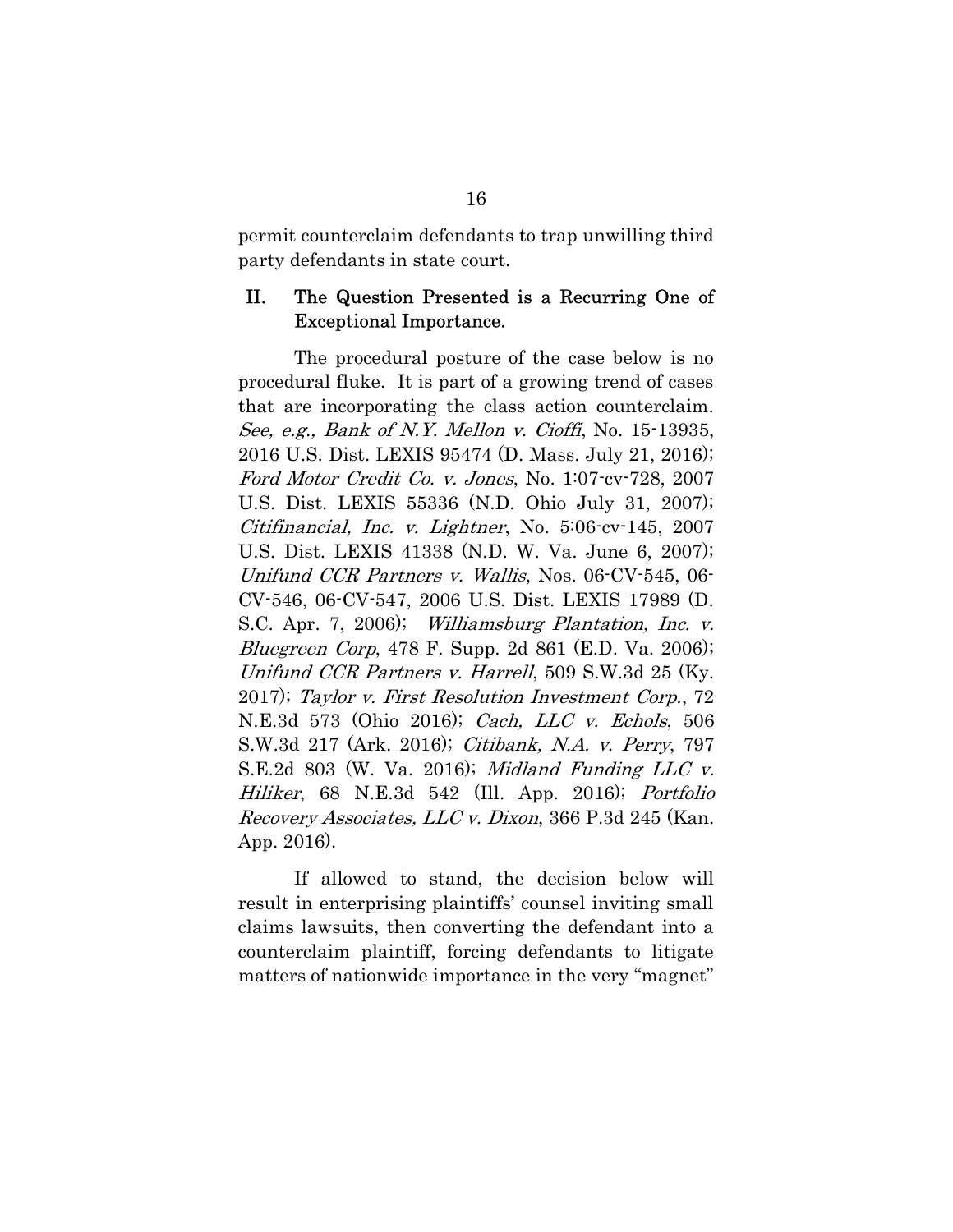permit counterclaim defendants to trap unwilling third party defendants in state court.

## II. The Question Presented is a Recurring One of Exceptional Importance.

The procedural posture of the case below is no procedural fluke. It is part of a growing trend of cases that are incorporating the class action counterclaim. *See, e.g., Bank of N.Y. Mellon v. Cioffi*, No. 15-13935, 2016 U.S. Dist. LEXIS 95474 (D. Mass. July 21, 2016); *Ford Motor Credit Co. v. Jones*, No. 1:07-cv-728, 2007 U.S. Dist. LEXIS 55336 (N.D. Ohio July 31, 2007); *Citifinancial, Inc. v. Lightner*, No. 5:06-cv-145, 2007 U.S. Dist. LEXIS 41338 (N.D. W. Va. June 6, 2007); *Unifund CCR Partners v. Wallis*, Nos. 06-CV-545, 06-CV-546, 06-CV-547, 2006 U.S. Dist. LEXIS 17989 (D. S.C. Apr. 7, 2006); *Williamsburg Plantation, Inc. v. Bluegreen Corp*, 478 F. Supp. 2d 861 (E.D. Va. 2006); *Unifund CCR Partners v. Harrell*, 509 S.W.3d 25 (Ky. 2017); *Taylor v. First Resolution Investment Corp.*, 72 N.E.3d 573 (Ohio 2016); *Cach, LLC v. Echols*, 506 S.W.3d 217 (Ark. 2016); *Citibank, N.A. v. Perry*, 797 S.E.2d 803 (W. Va. 2016); *Midland Funding LLC v. Hiliker*, 68 N.E.3d 542 (Ill. App. 2016); *Portfolio Recovery Associates, LLC v. Dixon*, 366 P.3d 245 (Kan. App. 2016).

If allowed to stand, the decision below will result in enterprising plaintiffs' counsel inviting small claims lawsuits, then converting the defendant into a counterclaim plaintiff, forcing defendants to litigate matters of nationwide importance in the very "magnet"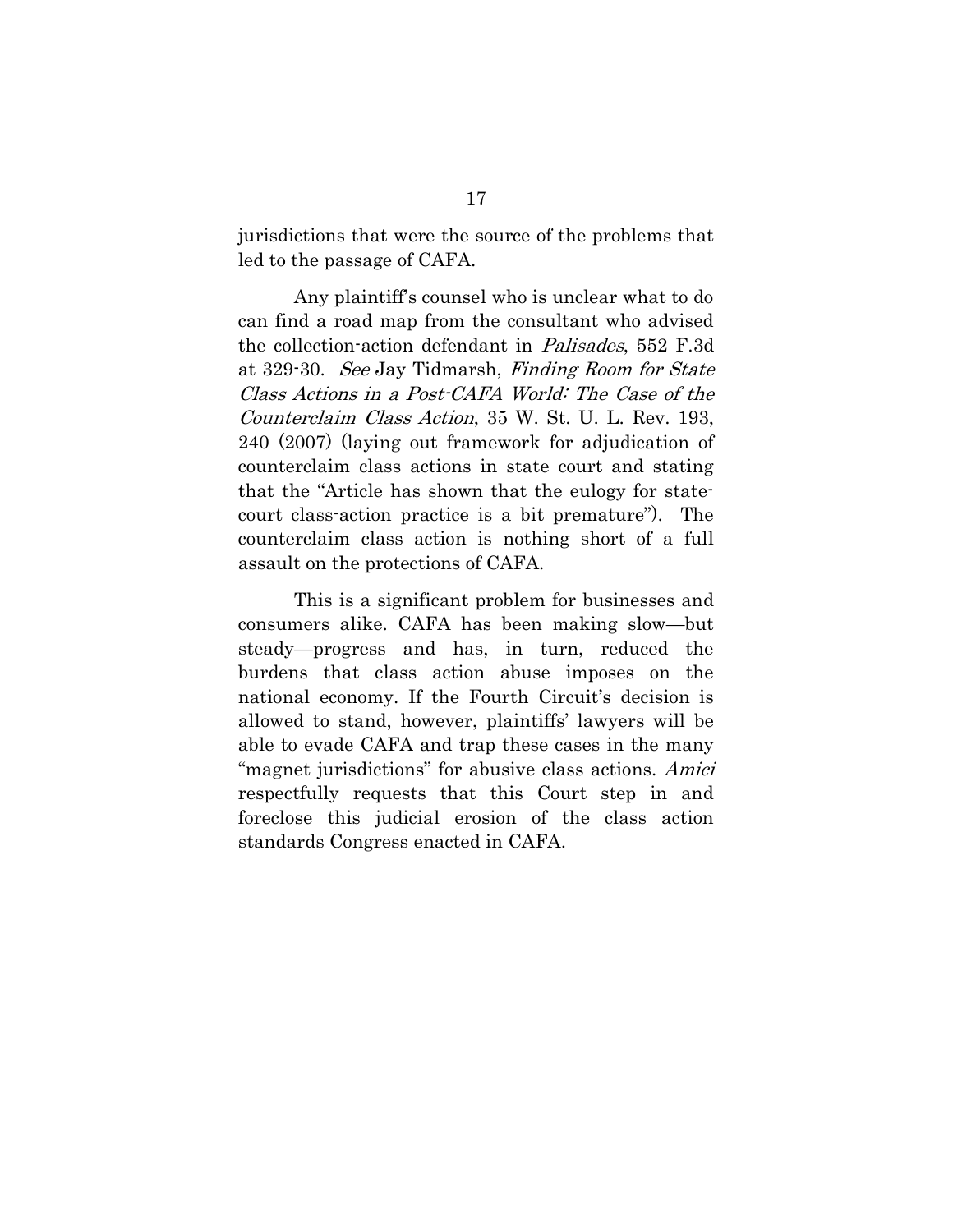jurisdictions that were the source of the problems that led to the passage of CAFA.

Any plaintiff's counsel who is unclear what to do can find a road map from the consultant who advised the collection-action defendant in *Palisades*, 552 F.3d at 329-30. *See* Jay Tidmarsh, *Finding Room for State Class Actions in a Post-CAFA World: The Case of the Counterclaim Class Action*, 35 W. St. U. L. Rev. 193, 240 (2007) (laying out framework for adjudication of counterclaim class actions in state court and stating that the "Article has shown that the eulogy for state-court class-action practice is a bit premature"). The counterclaim class action is nothing short of a full assault on the protections of CAFA.

This is a significant problem for businesses and consumers alike. CAFA has been making slow—but steady—progress and has, in turn, reduced the burdens that class action abuse imposes on the national economy. If the Fourth Circuit's decision is allowed to stand, however, plaintiffs' lawyers will be able to evade CAFA and trap these cases in the many "magnet jurisdictions" for abusive class actions. *Amici* respectfully requests that this Court step in and foreclose this judicial erosion of the class action standards Congress enacted in CAFA.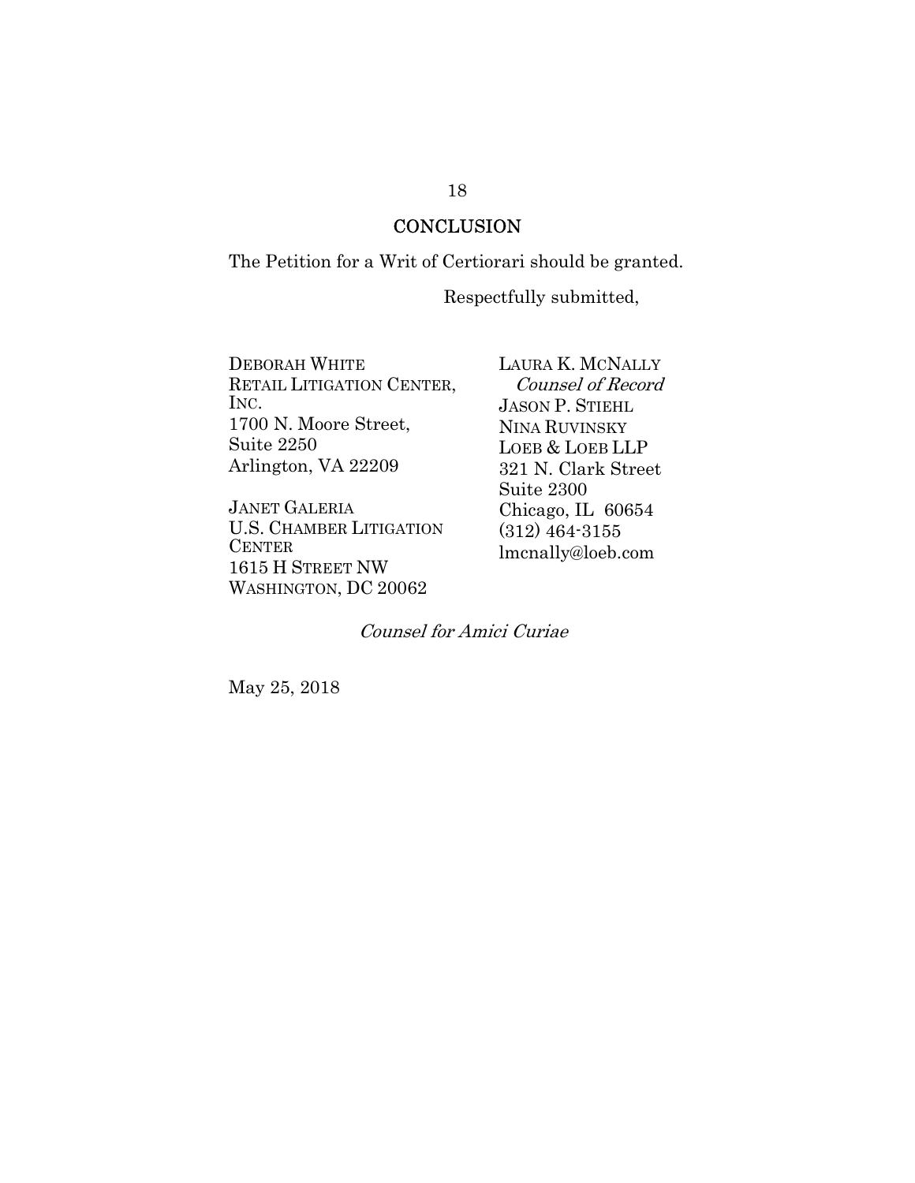## CONCLUSION

The Petition for a Writ of Certiorari should be granted.

Respectfully submitted,

DEBORAH WHITE
RETAIL LITIGATION CENTER, INC.
1700 N. Moore Street,
Suite 2250
Arlington, VA 22209

JANET GALERIA
U.S. CHAMBER LITIGATION CENTER
1615 H STREET NW
WASHINGTON, DC 20062

LAURA K. MCNALLY
*Counsel of Record*
JASON P. STIEHL
NINA RUVINSKY
LOEB & LOEB LLP
321 N. Clark Street
Suite 2300
Chicago, IL 60654
(312) 464-3155
lmcnally@loeb.com

*Counsel for Amici Curiae*

May 25, 2018